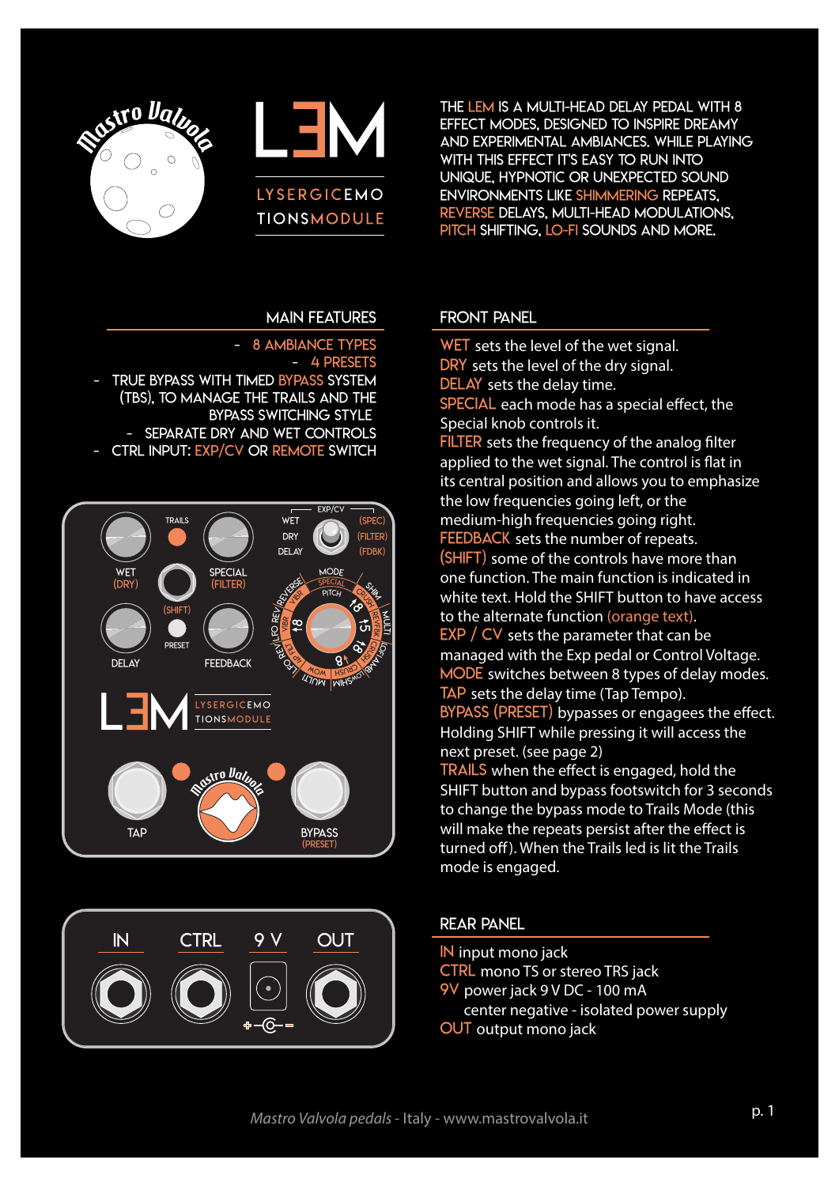# L3M

LYSERGICEMO TIONSMODULE

THE LEM IS A MULTI-HEAD DELAY PEDAL WITH 8 EFFECT MODES, DESIGNED TO INSPIRE DREAMY AND EXPERIMENTAL AMBIANCES. WHILE PLAYING WITH THIS EFFECT IT'S EASY TO RUN INTO UNIQUE, HYPNOTIC OR UNEXPECTED SOUND ENVIRONMENTS LIKE SHIMMERING REPEATS, REVERSE DELAYS, MULTI-HEAD MODULATIONS, PITCH SHIFTING, LO-FI SOUNDS AND MORE.

## MAIN FEATURES

- 8 AMBIANCE TYPES
- 4 PRESETS
- TRUE BYPASS WITH TIMED BYPASS SYSTEM (TBS), TO MANAGE THE TRAILS AND THE BYPASS SWITCHING STYLE
- SEPARATE DRY AND WET CONTROLS
- CTRL INPUT: EXP/CV OR REMOTE SWITCH

## FRONT PANEL

**WET** sets the level of the wet signal.
**DRY** sets the level of the dry signal.
**DELAY** sets the delay time.
**SPECIAL** each mode has a special effect, the Special knob controls it.
**FILTER** sets the frequency of the analog filter applied to the wet signal. The control is flat in its central position and allows you to emphasize the low frequencies going left, or the medium-high frequencies going right.
**FEEDBACK** sets the number of repeats.
**(SHIFT)** some of the controls have more than one function. The main function is indicated in white text. Hold the SHIFT button to have access to the alternate function (orange text).
**EXP / CV** sets the parameter that can be managed with the Exp pedal or Control Voltage.
**MODE** switches between 8 types of delay modes.
**TAP** sets the delay time (Tap Tempo).
**BYPASS (PRESET)** bypasses or engagees the effect. Holding SHIFT while pressing it will access the next preset. (see page 2)
**TRAILS** when the effect is engaged, hold the SHIFT button and bypass footswitch for 3 seconds to change the bypass mode to Trails Mode (this will make the repeats persist after the effect is turned off). When the Trails led is lit the Trails mode is engaged.

## REAR PANEL

**IN** input mono jack
**CTRL** mono TS or stereo TRS jack
**9V** power jack 9 V DC - 100 mA
center negative - isolated power supply
**OUT** output mono jack

*Mastro Valvola pedals* - Italy - www.mastrovalvola.it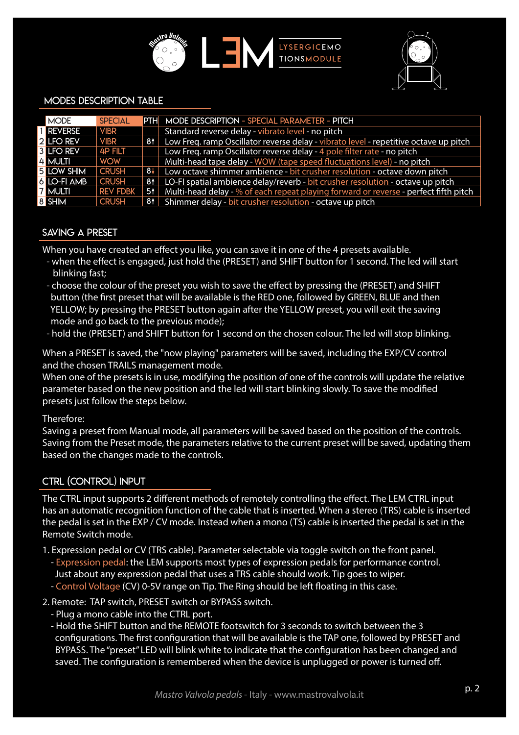# LEM LYSERGICEMOTIONSMODULE

## MODES DESCRIPTION TABLE

| | MODE | SPECIAL | PTH | MODE DESCRIPTION - SPECIAL PARAMETER - PITCH |
|---|---|---|---|---|
| 1 | REVERSE | VIBR | | Standard reverse delay - vibrato level - no pitch |
| 2 | LFO REV | VIBR | 8↑ | Low Freq. ramp Oscillator reverse delay - vibrato level - repetitive octave up pitch |
| 3 | LFO REV | 4P FILT | | Low Freq. ramp Oscillator reverse delay - 4 pole filter rate - no pitch |
| 4 | MULTI | WOW | | Multi-head tape delay - WOW (tape speed fluctuations level) - no pitch |
| 5 | LOW SHIM | CRUSH | 8↓ | Low octave shimmer ambience - bit crusher resolution - octave down pitch |
| 6 | LO-FI AMB | CRUSH | 8↑ | LO-FI spatial ambience delay/reverb - bit crusher resolution - octave up pitch |
| 7 | MULTI | REV FDBK | 5↑ | Multi-head delay - % of each repeat playing forward or reverse - perfect fifth pitch |
| 8 | SHIM | CRUSH | 8↑ | Shimmer delay - bit crusher resolution - octave up pitch |

## SAVING A PRESET

When you have created an effect you like, you can save it in one of the 4 presets available.

- when the effect is engaged, just hold the (PRESET) and SHIFT button for 1 second. The led will start blinking fast;
- choose the colour of the preset you wish to save the effect by pressing the (PRESET) and SHIFT button (the first preset that will be available is the RED one, followed by GREEN, BLUE and then YELLOW; by pressing the PRESET button again after the YELLOW preset, you will exit the saving mode and go back to the previous mode);
- hold the (PRESET) and SHIFT button for 1 second on the chosen colour. The led will stop blinking.

When a PRESET is saved, the "now playing" parameters will be saved, including the EXP/CV control and the chosen TRAILS management mode.
When one of the presets is in use, modifying the position of one of the controls will update the relative parameter based on the new position and the led will start blinking slowly. To save the modified presets just follow the steps below.

Therefore:
Saving a preset from Manual mode, all parameters will be saved based on the position of the controls. Saving from the Preset mode, the parameters relative to the current preset will be saved, updating them based on the changes made to the controls.

## CTRL (CONTROL) INPUT

The CTRL input supports 2 different methods of remotely controlling the effect. The LEM CTRL input has an automatic recognition function of the cable that is inserted. When a stereo (TRS) cable is inserted the pedal is set in the EXP / CV mode. Instead when a mono (TS) cable is inserted the pedal is set in the Remote Switch mode.

1. Expression pedal or CV (TRS cable). Parameter selectable via toggle switch on the front panel.
   - Expression pedal: the LEM supports most types of expression pedals for performance control. Just about any expression pedal that uses a TRS cable should work. Tip goes to wiper.
   - Control Voltage (CV) 0-5V range on Tip. The Ring should be left floating in this case.
2. Remote: TAP switch, PRESET switch or BYPASS switch.
   - Plug a mono cable into the CTRL port.
   - Hold the SHIFT button and the REMOTE footswitch for 3 seconds to switch between the 3 configurations. The first configuration that will be available is the TAP one, followed by PRESET and BYPASS. The "preset" LED will blink white to indicate that the configuration has been changed and saved. The configuration is remembered when the device is unplugged or power is turned off.

*Mastro Valvola pedals* - Italy - www.mastrovalvola.it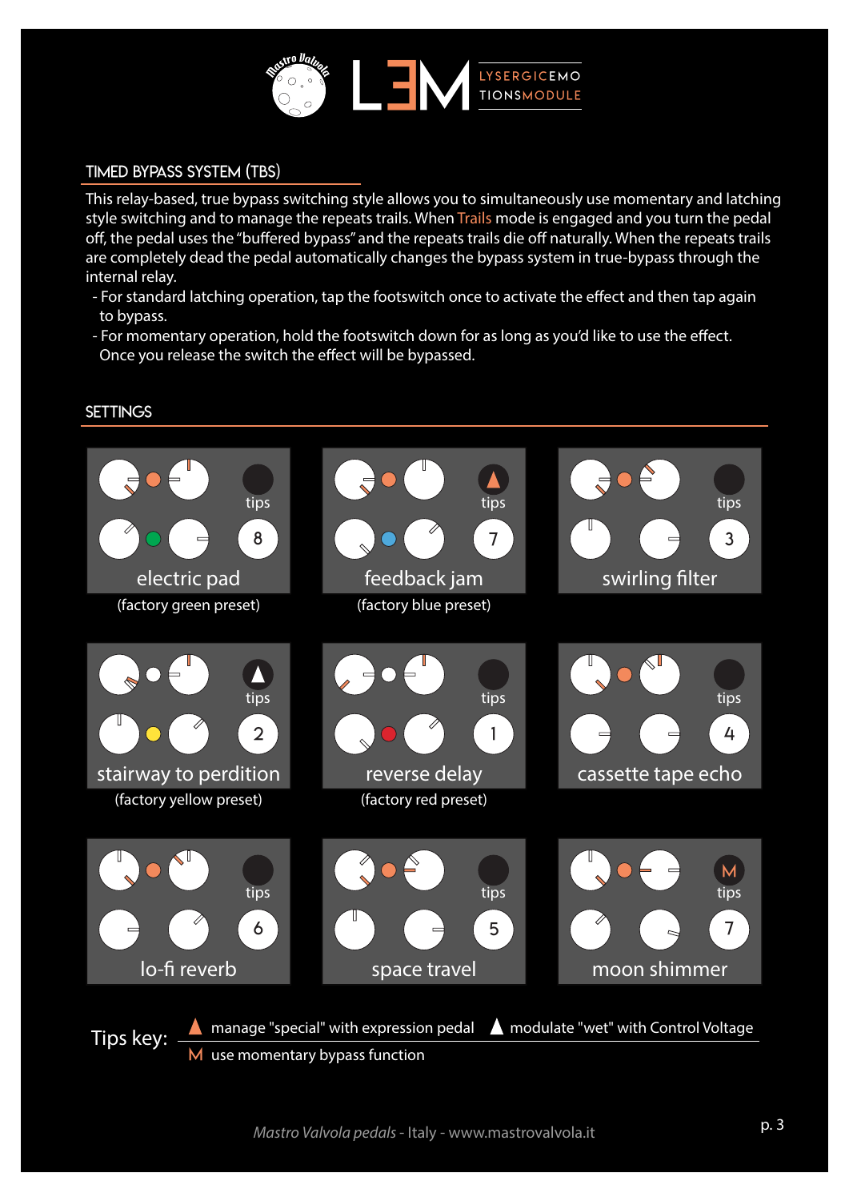Mastro Valvola

L3M

LYSERGICEMOTIONSMODULE

## TIMED BYPASS SYSTEM (TBS)

This relay-based, true bypass switching style allows you to simultaneously use momentary and latching style switching and to manage the repeats trails. When Trails mode is engaged and you turn the pedal off, the pedal uses the "buffered bypass" and the repeats trails die off naturally. When the repeats trails are completely dead the pedal automatically changes the bypass system in true-bypass through the internal relay.

- For standard latching operation, tap the footswitch once to activate the effect and then tap again to bypass.
- For momentary operation, hold the footswitch down for as long as you'd like to use the effect. Once you release the switch the effect will be bypassed.

## SETTINGS

tips 8
electric pad
(factory green preset)

tips 7
feedback jam
(factory blue preset)

tips 3
swirling filter

tips 2
stairway to perdition
(factory yellow preset)

tips 1
reverse delay
(factory red preset)

tips 4
cassette tape echo

tips 6
lo-fi reverb

tips 5
space travel

M tips 7
moon shimmer

Tips key: manage "special" with expression pedal
modulate "wet" with Control Voltage
M use momentary bypass function

*Mastro Valvola pedals* - Italy - www.mastrovalvola.it